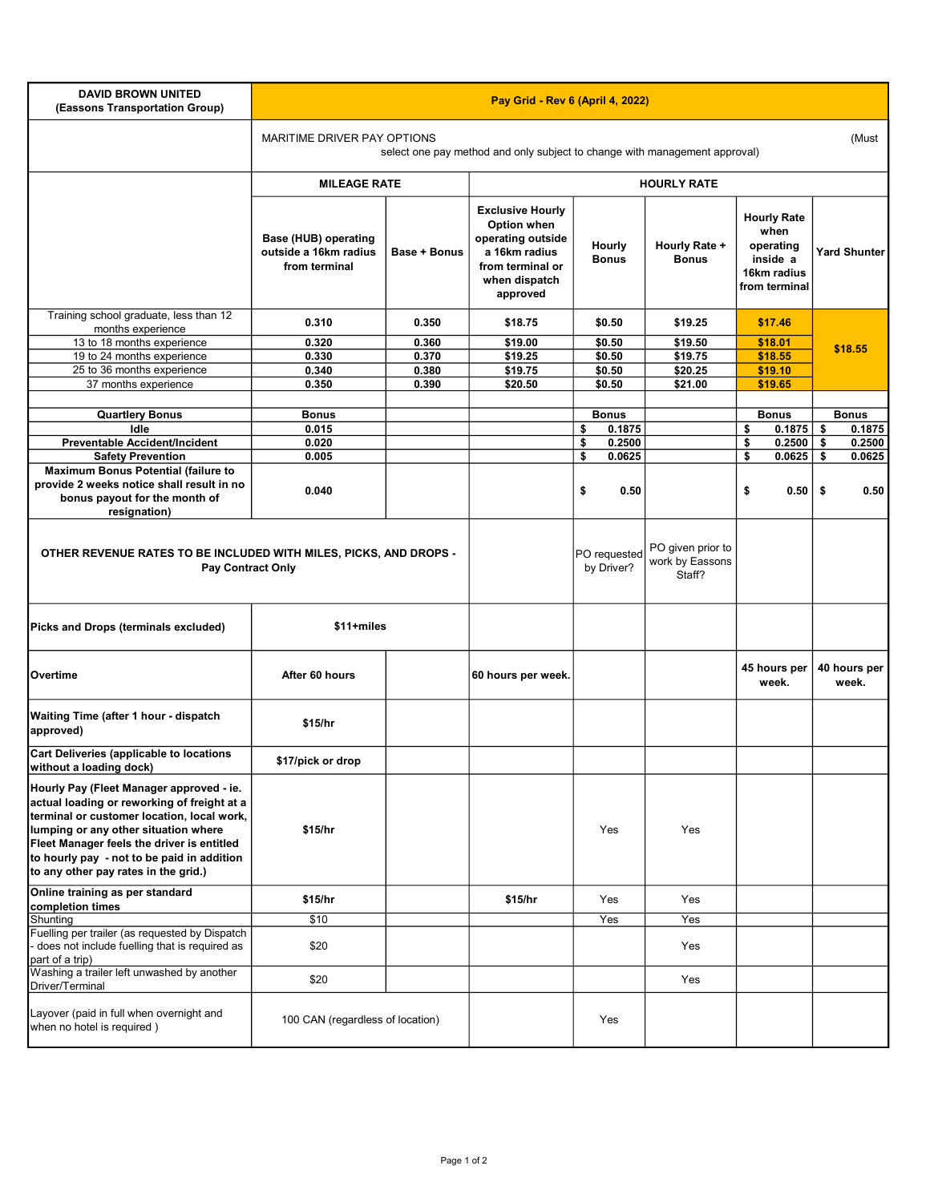| DAVID BROWN UNITED (Eassons Transportation Group) | Pay Grid - Rev 6 (April 4, 2022) | | | | | | |
|---|---|---|---|---|---|---|---|
| | MARITIME DRIVER PAY OPTIONS (Must select one pay method and only subject to change with management approval) | | | | | | |
| | **MILEAGE RATE** | | **HOURLY RATE** | | | | |
| | **Base (HUB) operating outside a 16km radius from terminal** | **Base + Bonus** | **Exclusive Hourly Option when operating outside a 16km radius from terminal or when dispatch approved** | **Hourly Bonus** | **Hourly Rate + Bonus** | **Hourly Rate when operating inside a 16km radius from terminal** | **Yard Shunter** |
| Training school graduate, less than 12 months experience | 0.310 | 0.350 | $18.75 | $0.50 | $19.25 | $17.46 | $18.55 |
| 13 to 18 months experience | 0.320 | 0.360 | $19.00 | $0.50 | $19.50 | $18.01 | |
| 19 to 24 months experience | 0.330 | 0.370 | $19.25 | $0.50 | $19.75 | $18.55 | |
| 25 to 36 months experience | 0.340 | 0.380 | $19.75 | $0.50 | $20.25 | $19.10 | |
| 37 months experience | 0.350 | 0.390 | $20.50 | $0.50 | $21.00 | $19.65 | |
| | | | | | | | |
| **Quartlery Bonus** | **Bonus** | | | **Bonus** | | **Bonus** | **Bonus** |
| **Idle** | 0.015 | | | $ 0.1875 | | $ 0.1875 | $ 0.1875 |
| **Preventable Accident/Incident** | 0.020 | | | $ 0.2500 | | $ 0.2500 | $ 0.2500 |
| **Safety Prevention** | 0.005 | | | $ 0.0625 | | $ 0.0625 | $ 0.0625 |
| **Maximum Bonus Potential (failure to provide 2 weeks notice shall result in no bonus payout for the month of resignation)** | 0.040 | | | $ 0.50 | | $ 0.50 | $ 0.50 |
| **OTHER REVENUE RATES TO BE INCLUDED WITH MILES, PICKS, AND DROPS - Pay Contract Only** | | | | PO requested by Driver? | PO given prior to work by Eassons Staff? | | |
| **Picks and Drops (terminals excluded)** | $11+miles | | | | | | |
| **Overtime** | After 60 hours | | 60 hours per week. | | | 45 hours per week. | 40 hours per week. |
| **Waiting Time (after 1 hour - dispatch approved)** | $15/hr | | | | | | |
| **Cart Deliveries (applicable to locations without a loading dock)** | $17/pick or drop | | | | | | |
| **Hourly Pay (Fleet Manager approved - ie. actual loading or reworking of freight at a terminal or customer location, local work, lumping or any other situation where Fleet Manager feels the driver is entitled to hourly pay - not to be paid in addition to any other pay rates in the grid.)** | $15/hr | | | Yes | Yes | | |
| **Online training as per standard completion times** | $15/hr | | $15/hr | Yes | Yes | | |
| Shunting | $10 | | | Yes | Yes | | |
| Fuelling per trailer (as requested by Dispatch - does not include fuelling that is required as part of a trip) | $20 | | | | Yes | | |
| Washing a trailer left unwashed by another Driver/Terminal | $20 | | | | Yes | | |
| Layover (paid in full when overnight and when no hotel is required ) | 100 CAN (regardless of location) | | | Yes | | | |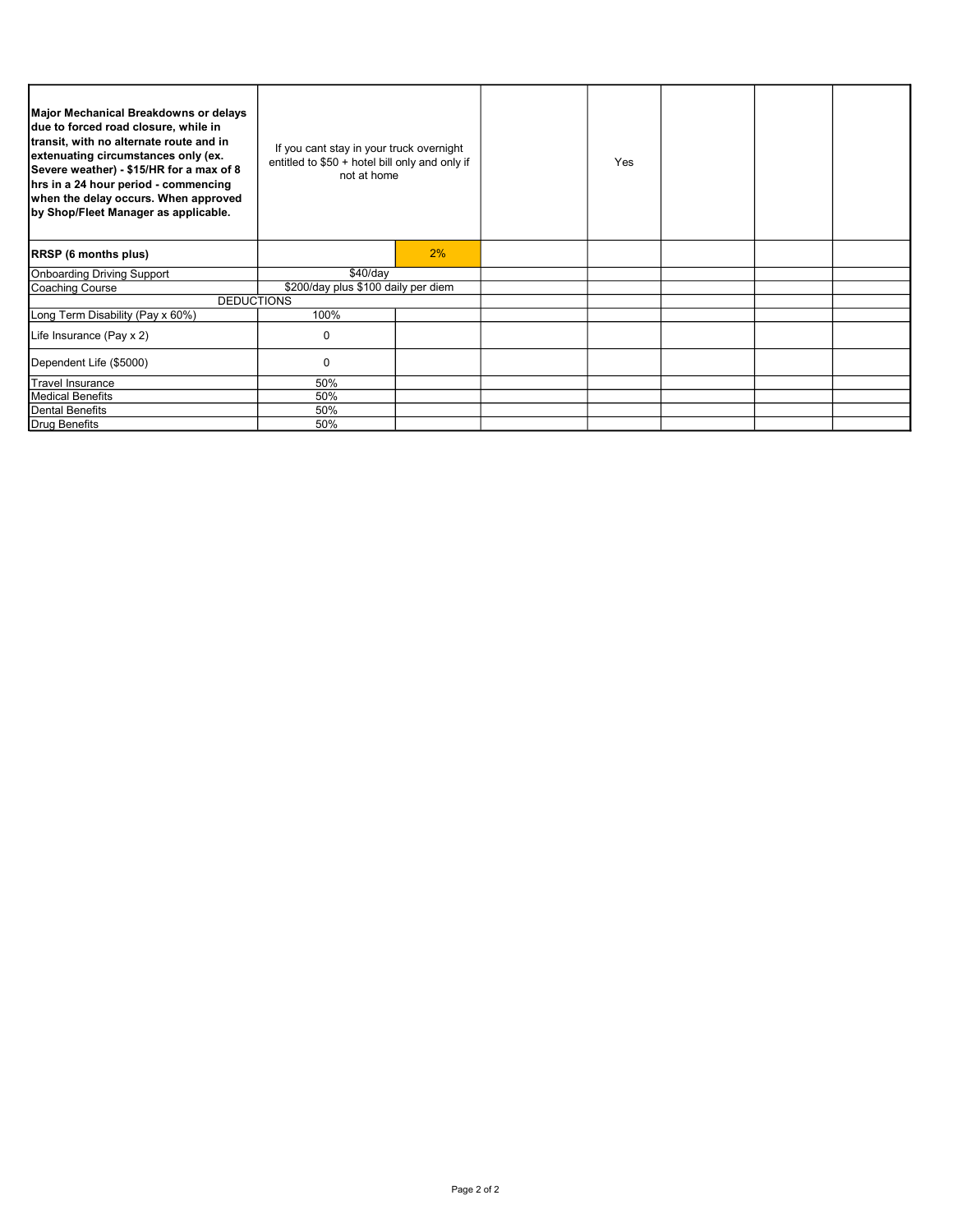| | | | | | | | |
|---|---|---|---|---|---|---|---|
| **Major Mechanical Breakdowns or delays due to forced road closure, while in transit, with no alternate route and in extenuating circumstances only (ex. Severe weather) - $15/HR for a max of 8 hrs in a 24 hour period - commencing when the delay occurs. When approved by Shop/Fleet Manager as applicable.** | If you cant stay in your truck overnight entitled to $50 + hotel bill only and only if not at home | | | Yes | | | |
| **RRSP (6 months plus)** | | 2% | | | | | |
| Onboarding Driving Support | $40/day | | | | | | |
| Coaching Course | $200/day plus $100 daily per diem | | | | | | |
| DEDUCTIONS | | | | | | | |
| Long Term Disability (Pay x 60%) | 100% | | | | | | |
| Life Insurance (Pay x 2) | 0 | | | | | | |
| Dependent Life ($5000) | 0 | | | | | | |
| Travel Insurance | 50% | | | | | | |
| Medical Benefits | 50% | | | | | | |
| Dental Benefits | 50% | | | | | | |
| Drug Benefits | 50% | | | | | | |